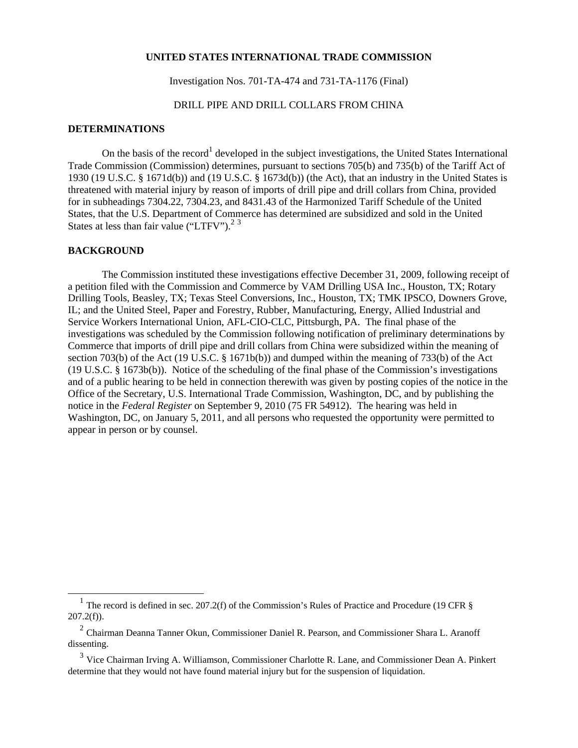**UNITED STATES INTERNATIONAL TRADE COMMISSION**

Investigation Nos. 701-TA-474 and 731-TA-1176 (Final)

DRILL PIPE AND DRILL COLLARS FROM CHINA

## DETERMINATIONS

On the basis of the record[1] developed in the subject investigations, the United States International Trade Commission (Commission) determines, pursuant to sections 705(b) and 735(b) of the Tariff Act of 1930 (19 U.S.C. § 1671d(b)) and (19 U.S.C. § 1673d(b)) (the Act), that an industry in the United States is threatened with material injury by reason of imports of drill pipe and drill collars from China, provided for in subheadings 7304.22, 7304.23, and 8431.43 of the Harmonized Tariff Schedule of the United States, that the U.S. Department of Commerce has determined are subsidized and sold in the United States at less than fair value ("LTFV").[2] [3]

## BACKGROUND

The Commission instituted these investigations effective December 31, 2009, following receipt of a petition filed with the Commission and Commerce by VAM Drilling USA Inc., Houston, TX; Rotary Drilling Tools, Beasley, TX; Texas Steel Conversions, Inc., Houston, TX; TMK IPSCO, Downers Grove, IL; and the United Steel, Paper and Forestry, Rubber, Manufacturing, Energy, Allied Industrial and Service Workers International Union, AFL-CIO-CLC, Pittsburgh, PA. The final phase of the investigations was scheduled by the Commission following notification of preliminary determinations by Commerce that imports of drill pipe and drill collars from China were subsidized within the meaning of section 703(b) of the Act (19 U.S.C. § 1671b(b)) and dumped within the meaning of 733(b) of the Act (19 U.S.C. § 1673b(b)). Notice of the scheduling of the final phase of the Commission's investigations and of a public hearing to be held in connection therewith was given by posting copies of the notice in the Office of the Secretary, U.S. International Trade Commission, Washington, DC, and by publishing the notice in the *Federal Register* on September 9, 2010 (75 FR 54912). The hearing was held in Washington, DC, on January 5, 2011, and all persons who requested the opportunity were permitted to appear in person or by counsel.

---

[1] The record is defined in sec. 207.2(f) of the Commission's Rules of Practice and Procedure (19 CFR § 207.2(f)).

[2] Chairman Deanna Tanner Okun, Commissioner Daniel R. Pearson, and Commissioner Shara L. Aranoff dissenting.

[3] Vice Chairman Irving A. Williamson, Commissioner Charlotte R. Lane, and Commissioner Dean A. Pinkert determine that they would not have found material injury but for the suspension of liquidation.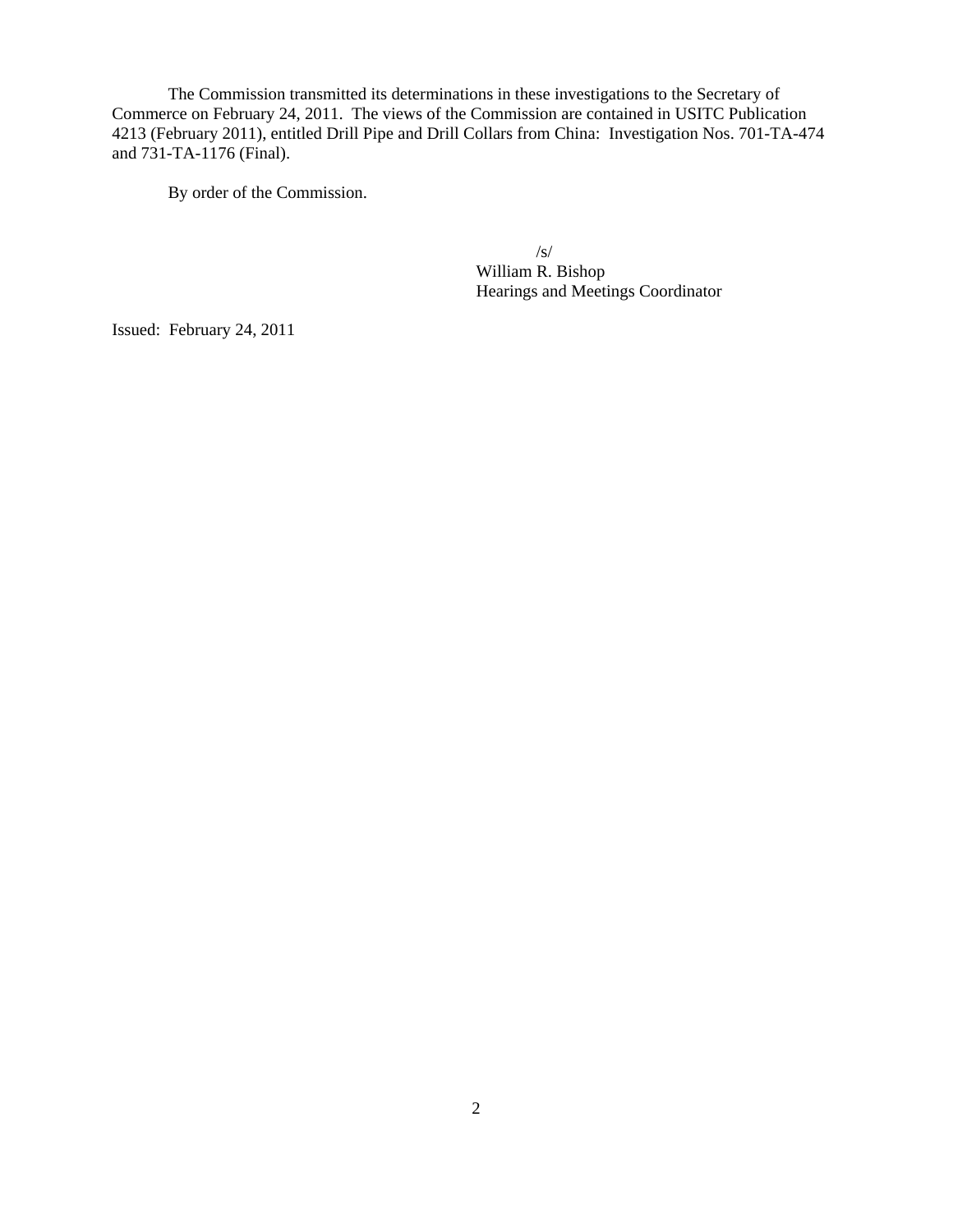The Commission transmitted its determinations in these investigations to the Secretary of Commerce on February 24, 2011. The views of the Commission are contained in USITC Publication 4213 (February 2011), entitled Drill Pipe and Drill Collars from China: Investigation Nos. 701-TA-474 and 731-TA-1176 (Final).

By order of the Commission.

/s/
William R. Bishop
Hearings and Meetings Coordinator

Issued: February 24, 2011